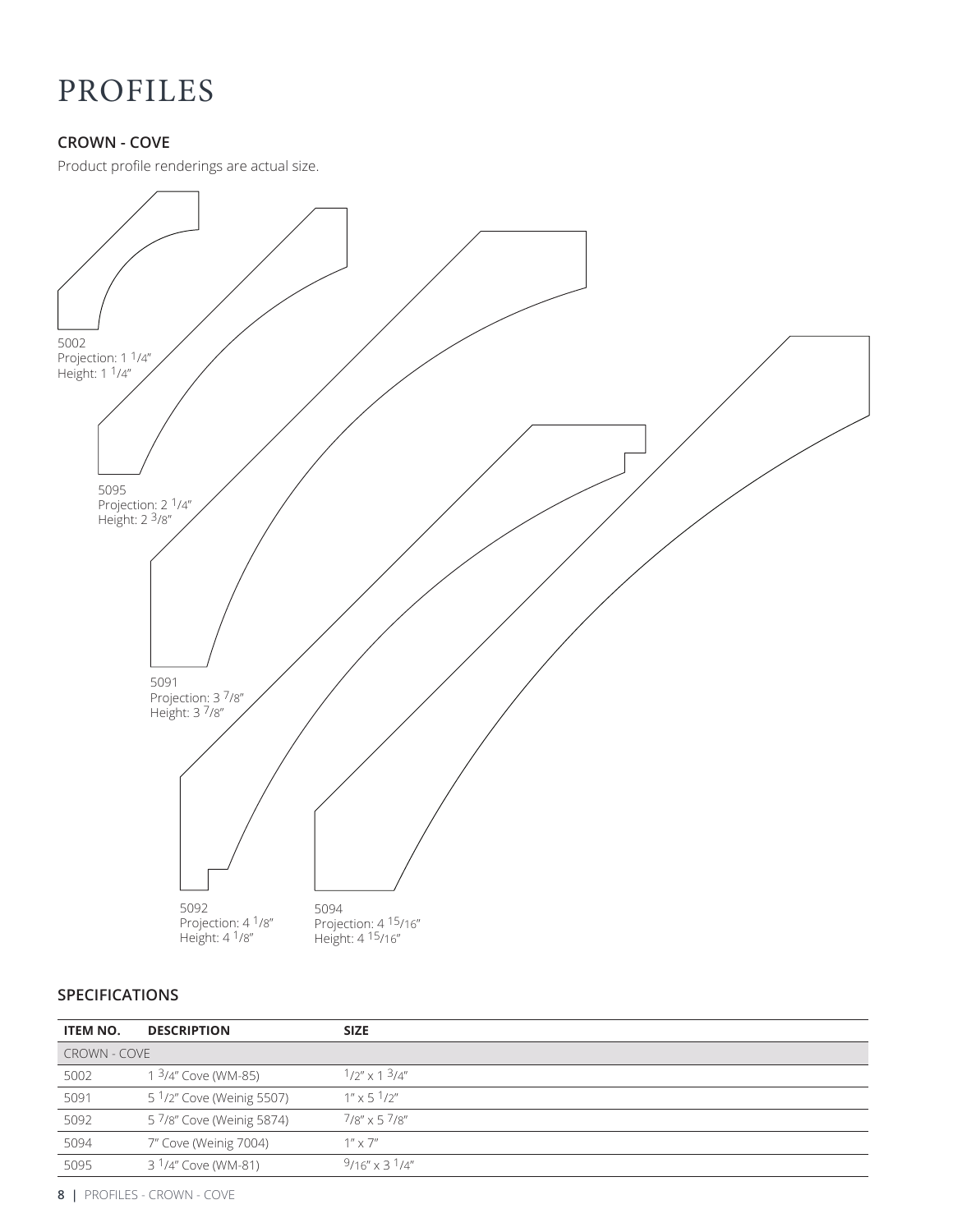# PROFILES

## CROWN - COVE

Product profile renderings are actual size.

5002
Projection: 1 1/4"
Height: 1 1/4"

5095
Projection: 2 1/4"
Height: 2 3/8"

5091
Projection: 3 7/8"
Height: 3 7/8"

5092
Projection: 4 1/8"
Height: 4 1/8"

5094
Projection: 4 15/16"
Height: 4 15/16"

## SPECIFICATIONS

| ITEM NO. | DESCRIPTION | SIZE |
|---|---|---|
| CROWN - COVE | | |
| 5002 | 1 3/4" Cove (WM-85) | 1/2" x 1 3/4" |
| 5091 | 5 1/2" Cove (Weinig 5507) | 1" x 5 1/2" |
| 5092 | 5 7/8" Cove (Weinig 5874) | 7/8" x 5 7/8" |
| 5094 | 7" Cove (Weinig 7004) | 1" x 7" |
| 5095 | 3 1/4" Cove (WM-81) | 9/16" x 3 1/4" |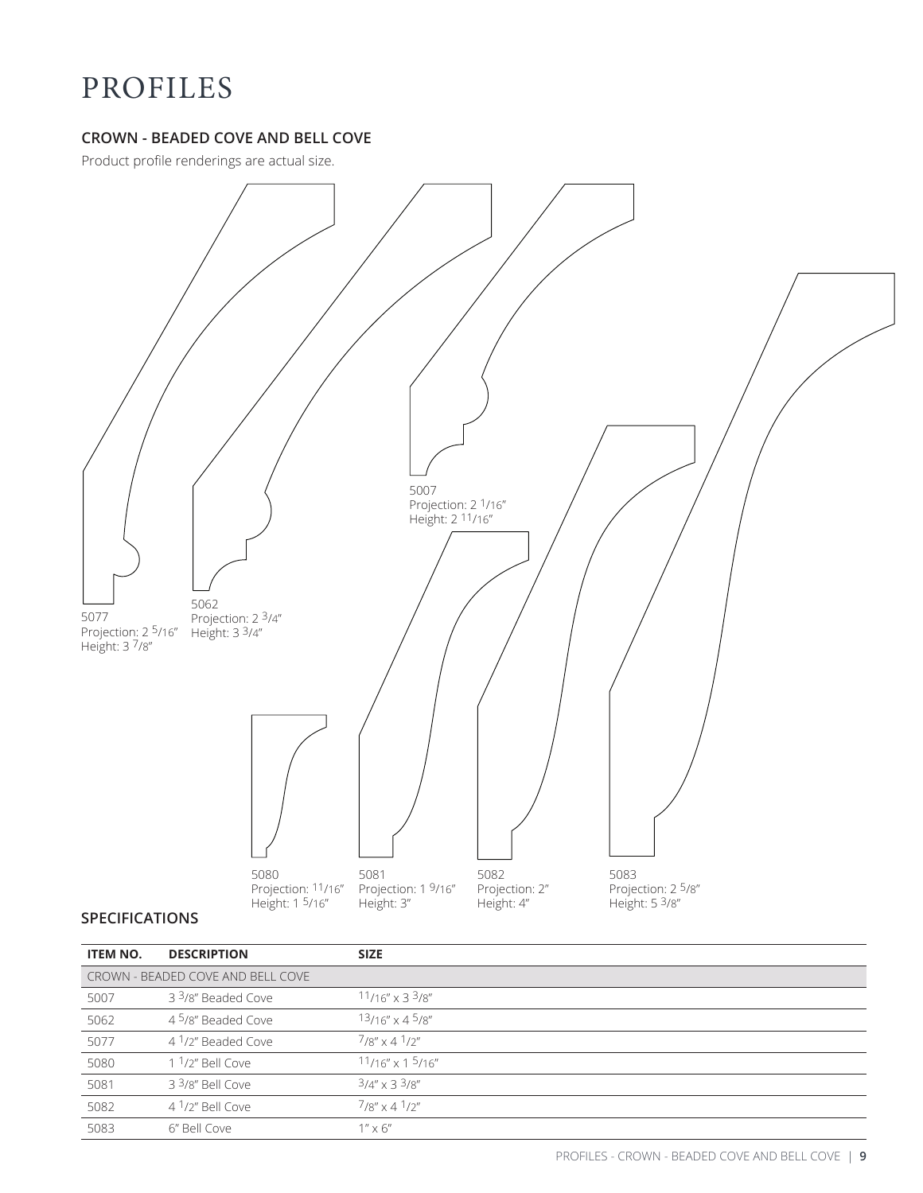# PROFILES

### CROWN - BEADED COVE AND BELL COVE

Product profile renderings are actual size.

5077
Projection: 2 5/16"
Height: 3 7/8"

5062
Projection: 2 3/4"
Height: 3 3/4"

5007
Projection: 2 1/16"
Height: 2 11/16"

5080
Projection: 11/16"
Height: 1 5/16"

5081
Projection: 1 9/16"
Height: 3"

5082
Projection: 2"
Height: 4"

5083
Projection: 2 5/8"
Height: 5 3/8"

### SPECIFICATIONS

| ITEM NO. | DESCRIPTION | SIZE |
|---|---|---|
| CROWN - BEADED COVE AND BELL COVE | | |
| 5007 | 3 3/8" Beaded Cove | 11/16" x 3 3/8" |
| 5062 | 4 5/8" Beaded Cove | 13/16" x 4 5/8" |
| 5077 | 4 1/2" Beaded Cove | 7/8" x 4 1/2" |
| 5080 | 1 1/2" Bell Cove | 11/16" x 1 5/16" |
| 5081 | 3 3/8" Bell Cove | 3/4" x 3 3/8" |
| 5082 | 4 1/2" Bell Cove | 7/8" x 4 1/2" |
| 5083 | 6" Bell Cove | 1" x 6" |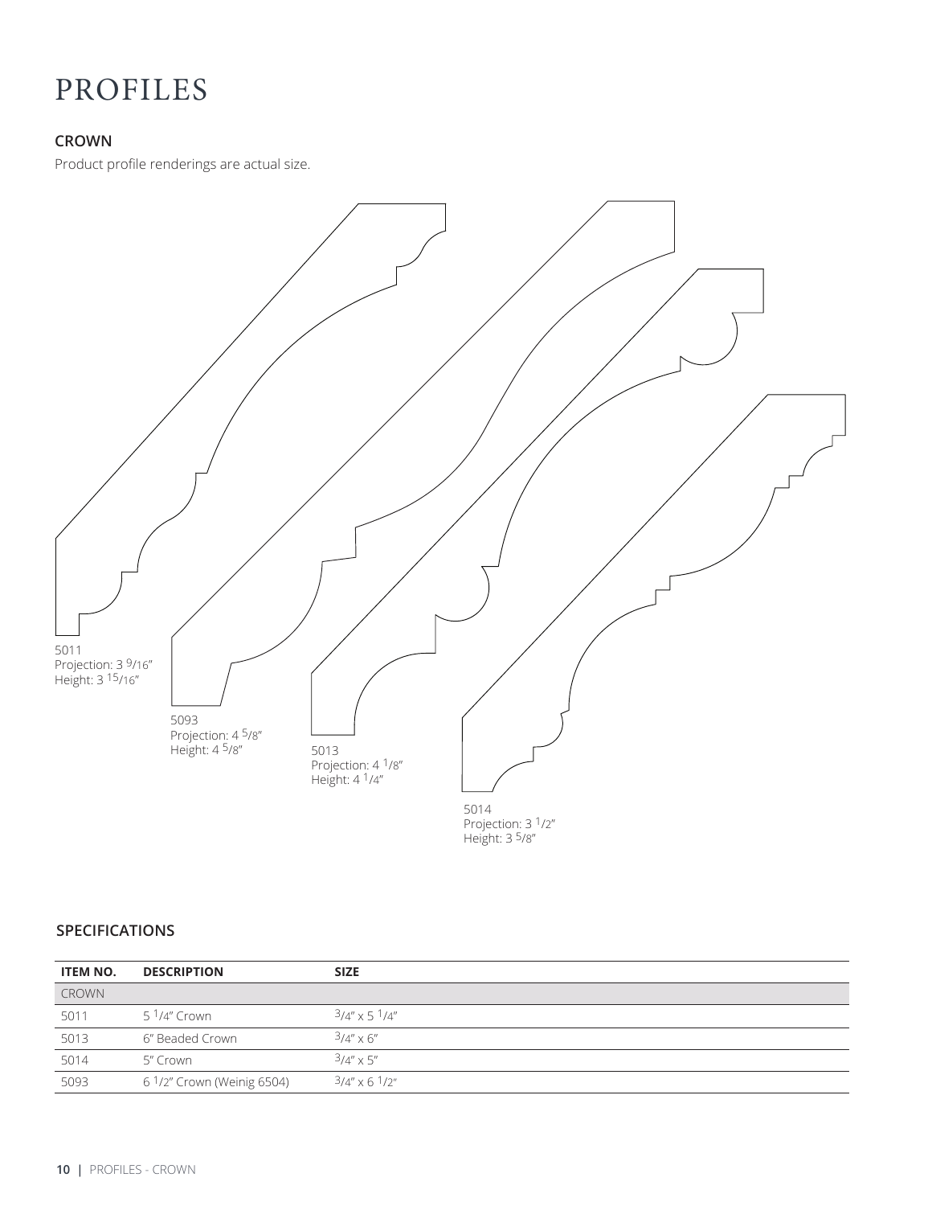# PROFILES

### CROWN

Product profile renderings are actual size.

5011
Projection: 3 9/16"
Height: 3 15/16"

5093
Projection: 4 5/8"
Height: 4 5/8"

5013
Projection: 4 1/8"
Height: 4 1/4"

5014
Projection: 3 1/2"
Height: 3 5/8"

### SPECIFICATIONS

| ITEM NO. | DESCRIPTION | SIZE |
|---|---|---|
| CROWN | | |
| 5011 | 5 1/4" Crown | 3/4" x 5 1/4" |
| 5013 | 6" Beaded Crown | 3/4" x 6" |
| 5014 | 5" Crown | 3/4" x 5" |
| 5093 | 6 1/2" Crown (Weinig 6504) | 3/4" x 6 1/2" |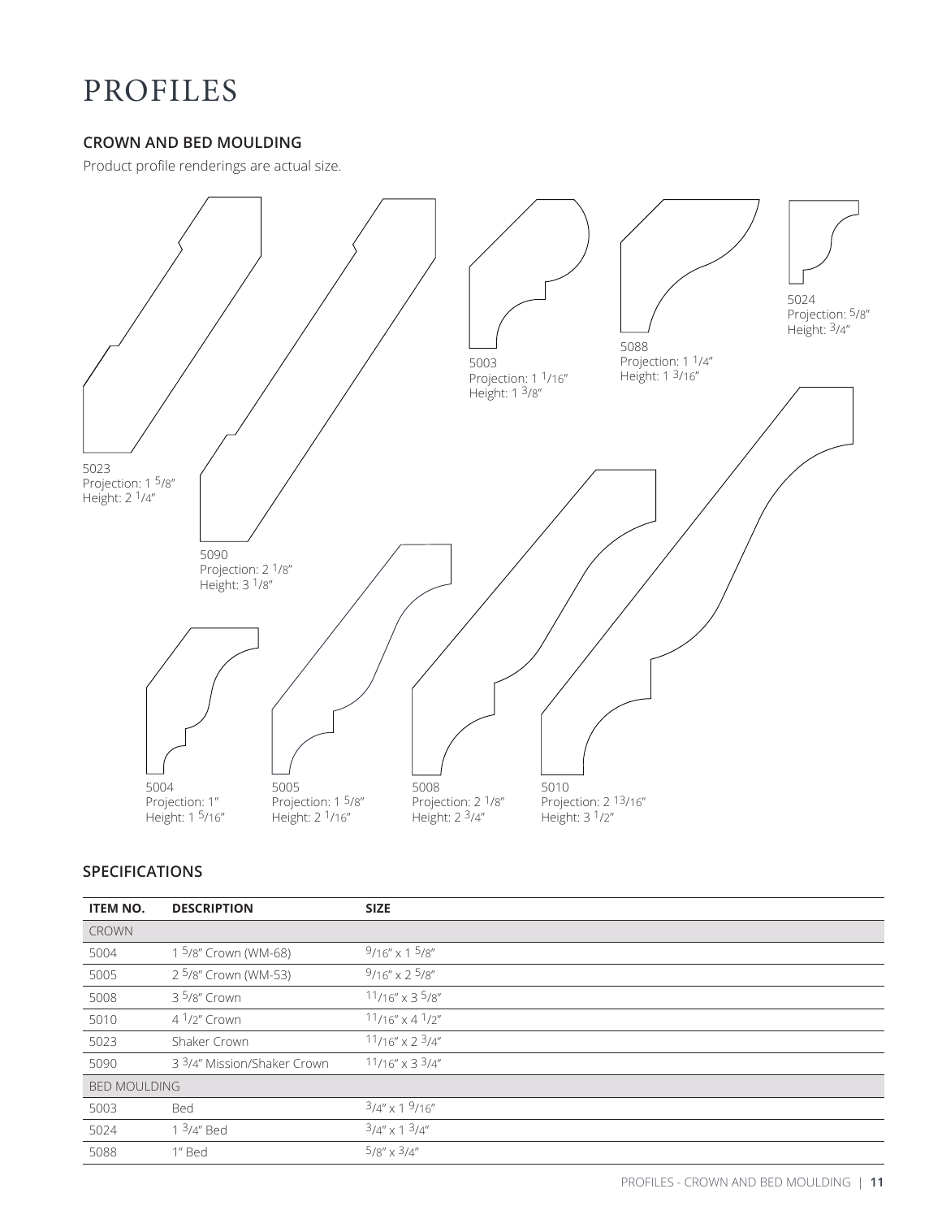# PROFILES

## CROWN AND BED MOULDING

Product profile renderings are actual size.

5023
Projection: 1 5/8″
Height: 2 1/4″

5090
Projection: 2 1/8″
Height: 3 1/8″

5003
Projection: 1 1/16″
Height: 1 3/8″

5088
Projection: 1 1/4″
Height: 1 3/16″

5024
Projection: 5/8″
Height: 3/4″

5004
Projection: 1″
Height: 1 5/16″

5005
Projection: 1 5/8″
Height: 2 1/16″

5008
Projection: 2 1/8″
Height: 2 3/4″

5010
Projection: 2 13/16″
Height: 3 1/2″

## SPECIFICATIONS

| ITEM NO. | DESCRIPTION | SIZE |
|---|---|---|
| CROWN | | |
| 5004 | 1 5/8″ Crown (WM-68) | 9/16″ x 1 5/8″ |
| 5005 | 2 5/8″ Crown (WM-53) | 9/16″ x 2 5/8″ |
| 5008 | 3 5/8″ Crown | 11/16″ x 3 5/8″ |
| 5010 | 4 1/2″ Crown | 11/16″ x 4 1/2″ |
| 5023 | Shaker Crown | 11/16″ x 2 3/4″ |
| 5090 | 3 3/4″ Mission/Shaker Crown | 11/16″ x 3 3/4″ |
| BED MOULDING | | |
| 5003 | Bed | 3/4″ x 1 9/16″ |
| 5024 | 1 3/4″ Bed | 3/4″ x 1 3/4″ |
| 5088 | 1″ Bed | 5/8″ x 3/4″ |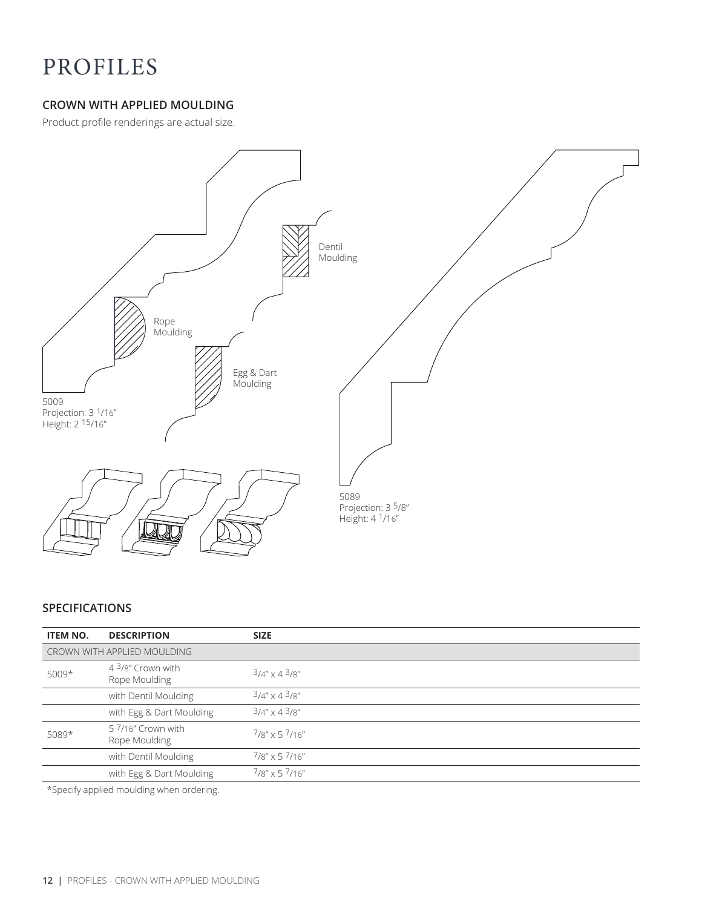# PROFILES

## CROWN WITH APPLIED MOULDING

Product profile renderings are actual size.

Dentil Moulding

Rope Moulding

Egg & Dart Moulding

5009
Projection: 3 1/16"
Height: 2 15/16"

5089
Projection: 3 5/8"
Height: 4 1/16"

## SPECIFICATIONS

| ITEM NO. | DESCRIPTION | SIZE |
|---|---|---|
| CROWN WITH APPLIED MOULDING | | |
| 5009* | 4 3/8" Crown with Rope Moulding | 3/4" x 4 3/8" |
| | with Dentil Moulding | 3/4" x 4 3/8" |
| | with Egg & Dart Moulding | 3/4" x 4 3/8" |
| 5089* | 5 7/16" Crown with Rope Moulding | 7/8" x 5 7/16" |
| | with Dentil Moulding | 7/8" x 5 7/16" |
| | with Egg & Dart Moulding | 7/8" x 5 7/16" |

*Specify applied moulding when ordering.